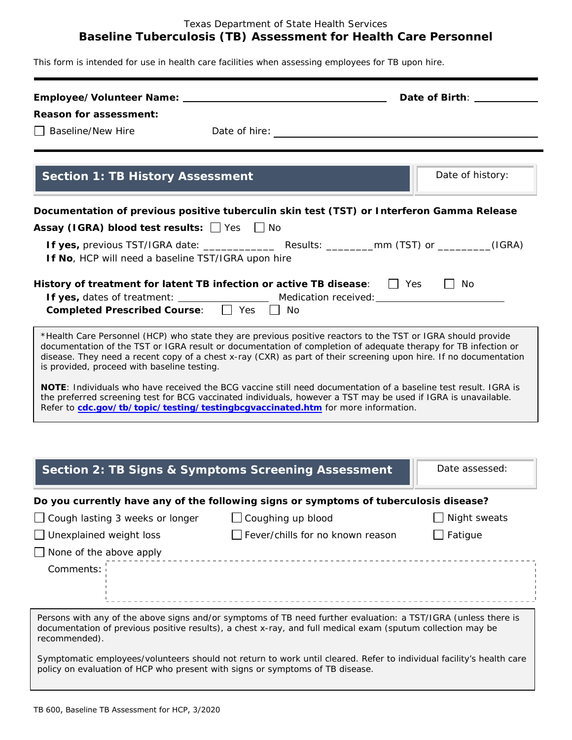Texas Department of State Health Services

# Baseline Tuberculosis (TB) Assessment for Health Care Personnel

This form is intended for use in health care facilities when assessing employees for TB upon hire.

---

**Employee/Volunteer Name:** ______________________________ **Date of Birth**: __________

**Reason for assessment:**

☐ Baseline/New Hire     Date of hire: ______________________________

---

## Section 1: TB History Assessment

Date of history:

**Documentation of previous positive tuberculin skin test (TST) or Interferon Gamma Release Assay (IGRA) blood test results:** ☐ Yes ☐ No

**If yes,** previous TST/IGRA date: ____________ Results: ________mm (TST) or _________(IGRA)
**If No**, HCP will need a baseline TST/IGRA upon hire

**History of treatment for latent TB infection or active TB disease**: ☐ Yes ☐ No
**If yes,** dates of treatment: ________________ Medication received: ________________________
**Completed Prescribed Course**: ☐ Yes ☐ No

*Health Care Personnel (HCP) who state they are previous positive reactors to the TST or IGRA should provide documentation of the TST or IGRA result or documentation of completion of adequate therapy for TB infection or disease. They need a recent copy of a chest x-ray (CXR) as part of their screening upon hire. If no documentation is provided, proceed with baseline testing.

**NOTE**: Individuals who have received the BCG vaccine still need documentation of a baseline test result. IGRA is the preferred screening test for BCG vaccinated individuals, however a TST may be used if IGRA is unavailable. Refer to **cdc.gov/tb/topic/testing/testingbcgvaccinated.htm** for more information.

## Section 2: TB Signs & Symptoms Screening Assessment

Date assessed:

**Do you currently have any of the following signs or symptoms of tuberculosis disease?**

☐ Cough lasting 3 weeks or longer     ☐ Coughing up blood     ☐ Night sweats
☐ Unexplained weight loss     ☐ Fever/chills for no known reason     ☐ Fatigue
☐ None of the above apply

Comments:

Persons with any of the above signs and/or symptoms of TB need further evaluation: a TST/IGRA (unless there is documentation of previous positive results), a chest x-ray, and full medical exam (sputum collection may be recommended).

Symptomatic employees/volunteers should not return to work until cleared. Refer to individual facility's health care policy on evaluation of HCP who present with signs or symptoms of TB disease.

TB 600, Baseline TB Assessment for HCP, 3/2020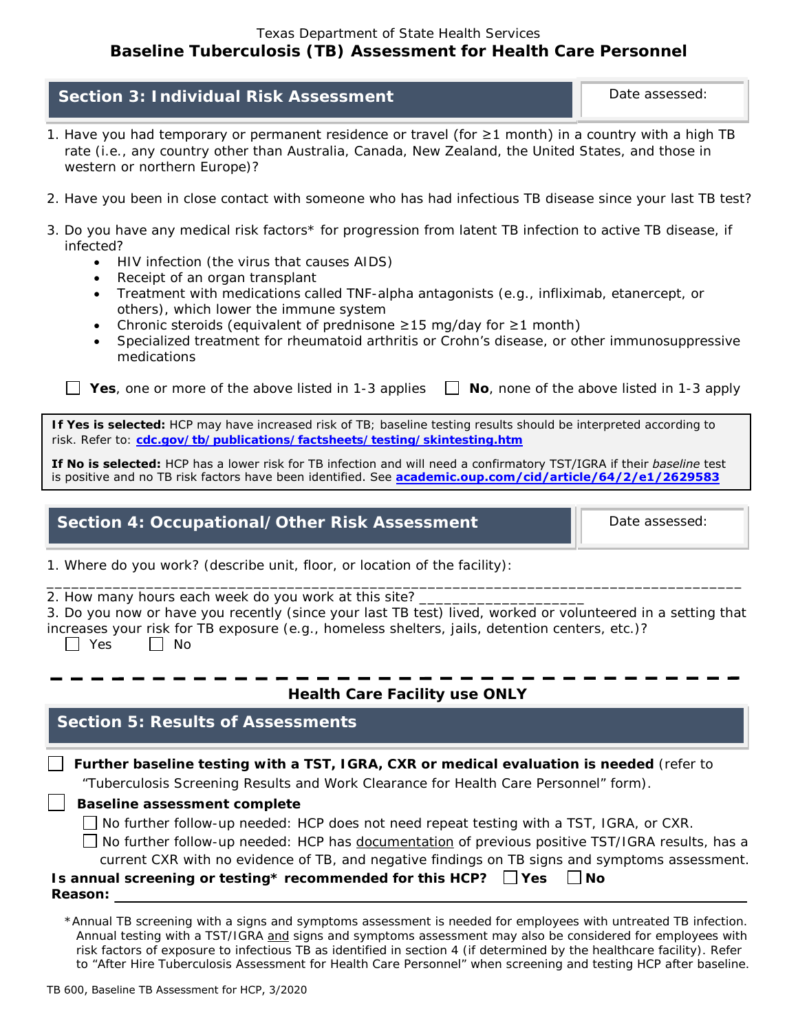Texas Department of State Health Services

# Baseline Tuberculosis (TB) Assessment for Health Care Personnel

## Section 3: Individual Risk Assessment

Date assessed:

1. Have you had temporary or permanent residence or travel (for ≥1 month) in a country with a high TB rate (i.e., any country other than Australia, Canada, New Zealand, the United States, and those in western or northern Europe)?

2. Have you been in close contact with someone who has had infectious TB disease since your last TB test?

3. Do you have any medical risk factors* for progression from latent TB infection to active TB disease, if infected?
   - HIV infection (the virus that causes AIDS)
   - Receipt of an organ transplant
   - Treatment with medications called TNF-alpha antagonists (e.g., infliximab, etanercept, or others), which lower the immune system
   - Chronic steroids (equivalent of prednisone ≥15 mg/day for ≥1 month)
   - Specialized treatment for rheumatoid arthritis or Crohn's disease, or other immunosuppressive medications

☐ **Yes**, one or more of the above listed in 1-3 applies ☐ **No**, none of the above listed in 1-3 apply

**If Yes is selected:** HCP may have increased risk of TB; baseline testing results should be interpreted according to risk. Refer to: **cdc.gov/tb/publications/factsheets/testing/skintesting.htm**

**If No is selected:** HCP has a lower risk for TB infection and will need a confirmatory TST/IGRA if their *baseline* test is positive and no TB risk factors have been identified. See **academic.oup.com/cid/article/64/2/e1/2629583**

## Section 4: Occupational/Other Risk Assessment

Date assessed:

1. Where do you work? (describe unit, floor, or location of the facility):

_______________________________________________________________________________

2. How many hours each week do you work at this site? ____________________

3. Do you now or have you recently (since your last TB test) lived, worked or volunteered in a setting that increases your risk for TB exposure (e.g., homeless shelters, jails, detention centers, etc.)?

☐ Yes ☐ No

**Health Care Facility use ONLY**

## Section 5: Results of Assessments

☐ **Further baseline testing with a TST, IGRA, CXR or medical evaluation is needed** (refer to "Tuberculosis Screening Results and Work Clearance for Health Care Personnel" form).

☐ **Baseline assessment complete**

- ☐ No further follow-up needed: HCP does not need repeat testing with a TST, IGRA, or CXR.
- ☐ No further follow-up needed: HCP has documentation of previous positive TST/IGRA results, has a current CXR with no evidence of TB, and negative findings on TB signs and symptoms assessment.

**Is annual screening or testing* recommended for this HCP?** ☐ **Yes** ☐ **No**

**Reason:** _______________________________________________________________

*Annual TB screening with a signs and symptoms assessment is needed for employees with untreated TB infection. Annual testing with a TST/IGRA and signs and symptoms assessment may also be considered for employees with risk factors of exposure to infectious TB as identified in section 4 (if determined by the healthcare facility). Refer to "After Hire Tuberculosis Assessment for Health Care Personnel" when screening and testing HCP after baseline.

TB 600, Baseline TB Assessment for HCP, 3/2020